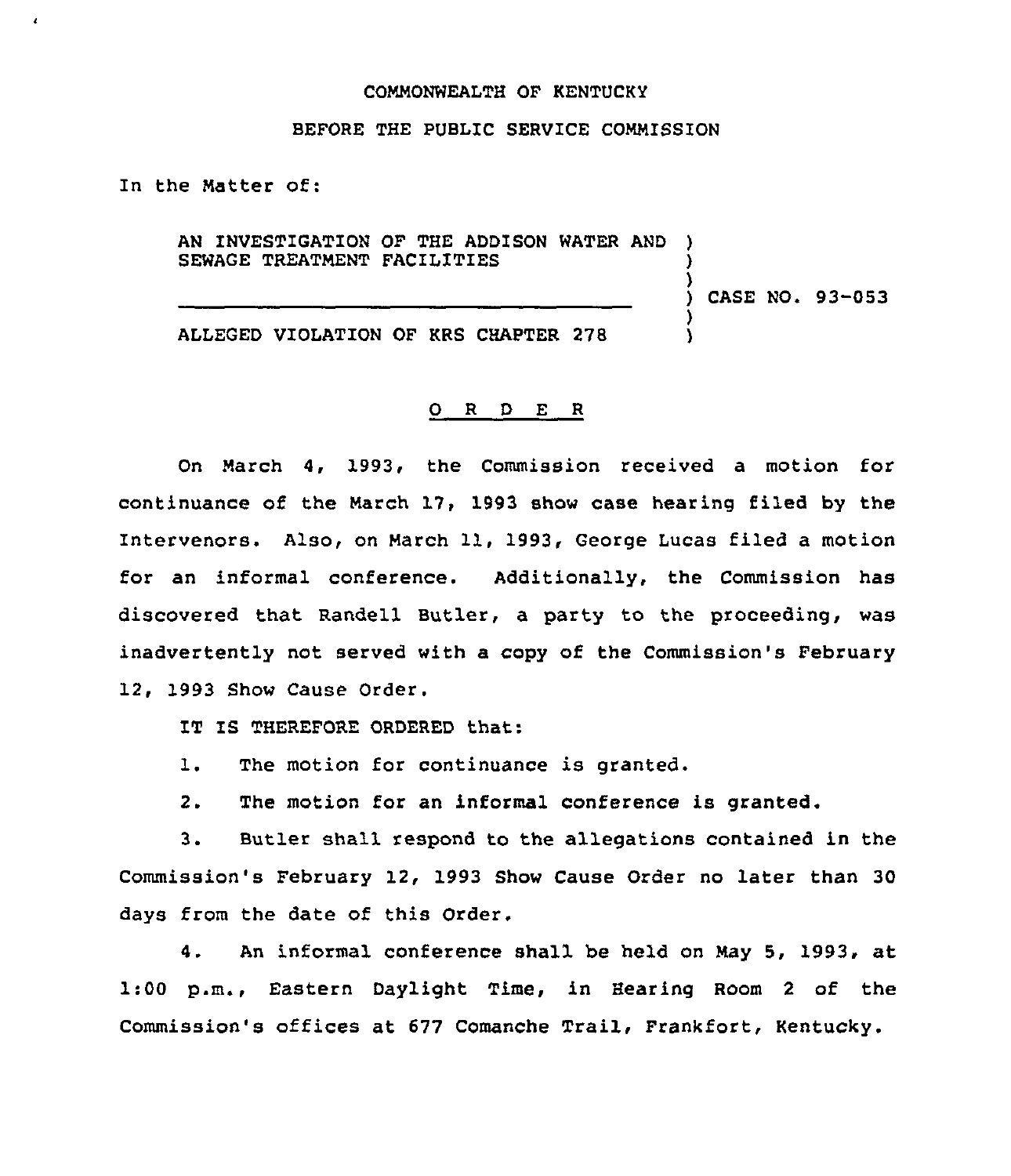COMMONWEALTH OF KENTUCKY

BEFORE THE PUBLIC SERVICE COMMISSION

In the Matter of:

AN INVESTIGATION OF THE ADDISON WATER AND SEWAGE TREATMENT FACILITIES ) CASE NO. 93-053

ALLEGED VIOLATION OF KRS CHAPTER 278

## O R D E R

On March 4, 1993, the Commission received a motion for continuance of the March 17, 1993 show case hearing filed by the Intervenors. Also, on March 11, 1993, George Lucas filed a motion for an informal conference. Additionally, the Commission has discovered that Randell Butler, a party to the proceeding, was inadvertently not served with a copy of the Commission's February 12, 1993 Show Cause Order.

IT IS THEREFORE ORDERED that:

1. The motion for continuance is granted.

2. The motion for an informal conference is granted.

3. Butler shall respond to the allegations contained in the Commission's February 12, 1993 Show Cause Order no later than 30 days from the date of this Order.

4. An informal conference shall be held on May 5, 1993, at 1:00 p.m., Eastern Daylight Time, in Hearing Room 2 of the Commission's offices at 677 Comanche Trail, Frankfort, Kentucky.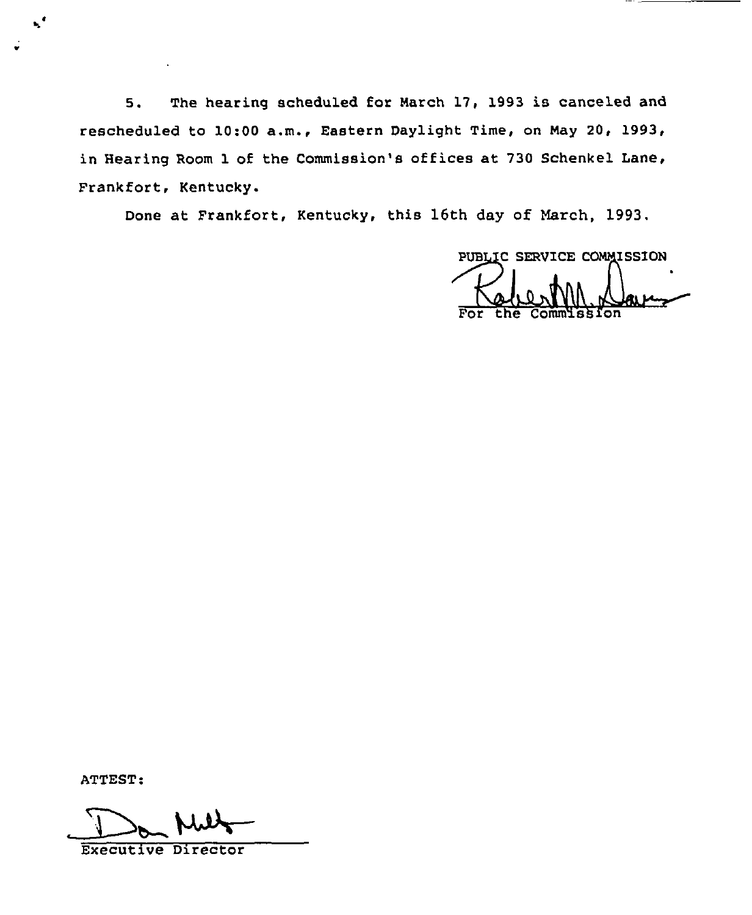5. The hearing scheduled for March 17, 1993 is canceled and rescheduled to 10:00 a.m., Eastern Daylight Time, on May 20, 1993, in Hearing Room 1 of the Commission's offices at 730 Schenkel Lane, Frankfort, Kentucky.

Done at Frankfort, Kentucky, this 16th day of March, 1993.

PUBLIC SERVICE COMMISSION

For the Commission

ATTEST:

Executive Director